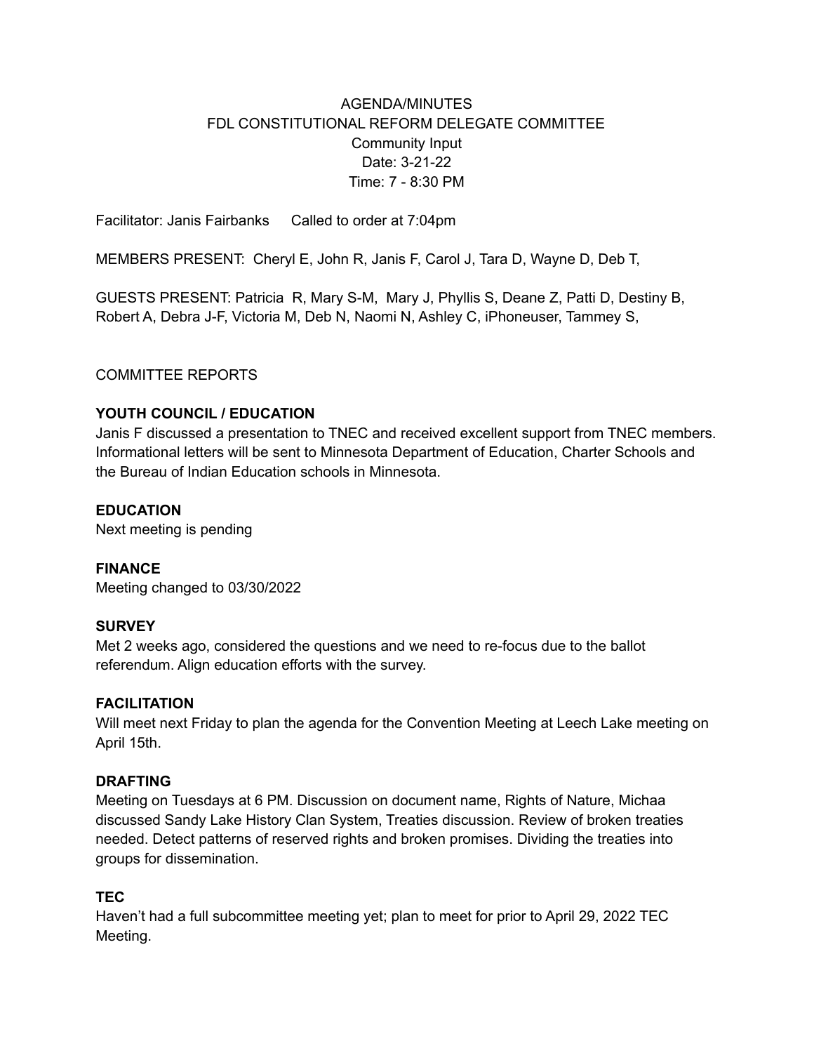AGENDA/MINUTES
FDL CONSTITUTIONAL REFORM DELEGATE COMMITTEE
Community Input
Date: 3-21-22
Time: 7 - 8:30 PM

Facilitator: Janis Fairbanks  Called to order at 7:04pm

MEMBERS PRESENT: Cheryl E, John R, Janis F, Carol J, Tara D, Wayne D, Deb T,

GUESTS PRESENT: Patricia R, Mary S-M, Mary J, Phyllis S, Deane Z, Patti D, Destiny B, Robert A, Debra J-F, Victoria M, Deb N, Naomi N, Ashley C, iPhoneuser, Tammey S,

COMMITTEE REPORTS

**YOUTH COUNCIL / EDUCATION**

Janis F discussed a presentation to TNEC and received excellent support from TNEC members. Informational letters will be sent to Minnesota Department of Education, Charter Schools and the Bureau of Indian Education schools in Minnesota.

**EDUCATION**

Next meeting is pending

**FINANCE**

Meeting changed to 03/30/2022

**SURVEY**

Met 2 weeks ago, considered the questions and we need to re-focus due to the ballot referendum. Align education efforts with the survey.

**FACILITATION**

Will meet next Friday to plan the agenda for the Convention Meeting at Leech Lake meeting on April 15th.

**DRAFTING**

Meeting on Tuesdays at 6 PM. Discussion on document name, Rights of Nature, Michaa discussed Sandy Lake History Clan System, Treaties discussion. Review of broken treaties needed. Detect patterns of reserved rights and broken promises. Dividing the treaties into groups for dissemination.

**TEC**

Haven't had a full subcommittee meeting yet; plan to meet for prior to April 29, 2022 TEC Meeting.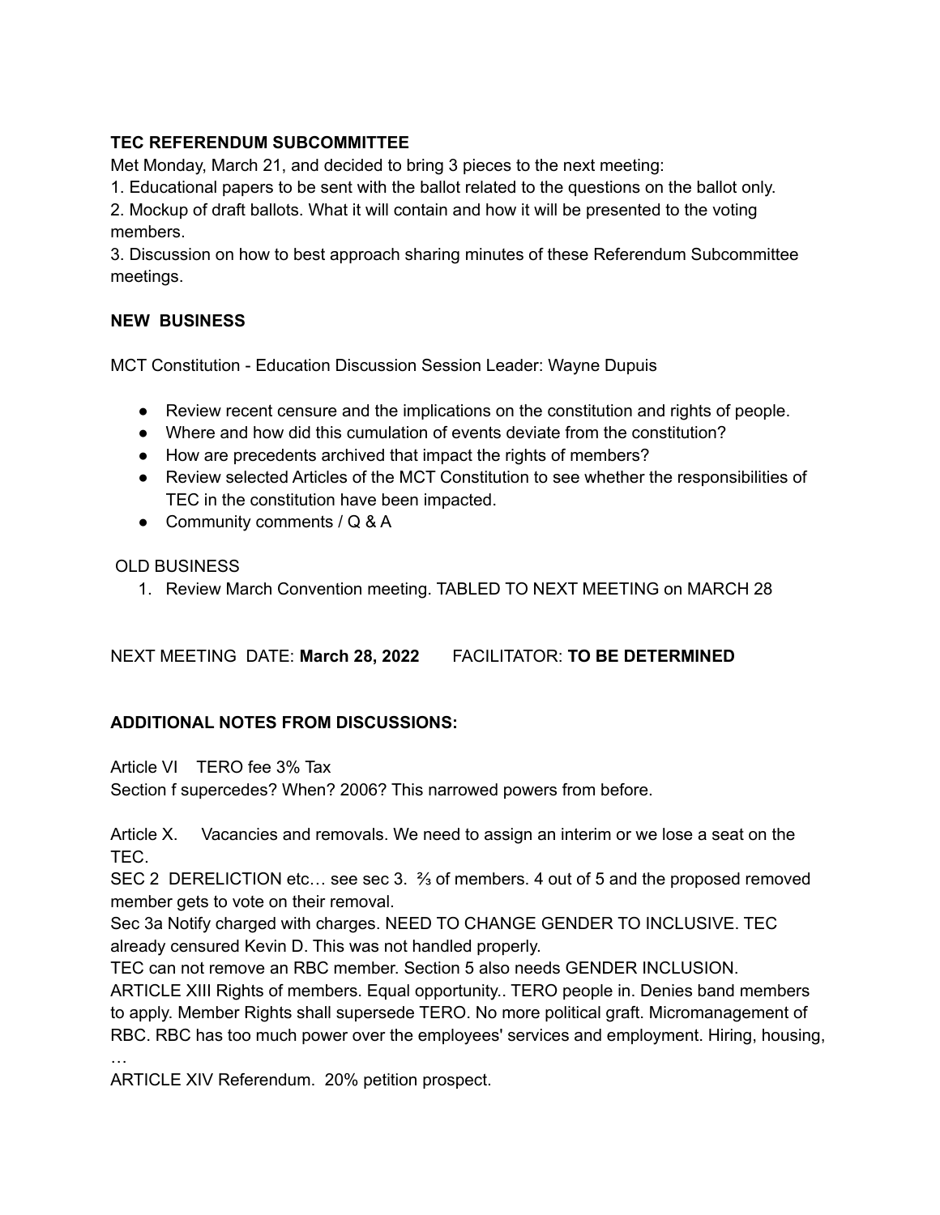**TEC REFERENDUM SUBCOMMITTEE**

Met Monday, March 21, and decided to bring 3 pieces to the next meeting:

1. Educational papers to be sent with the ballot related to the questions on the ballot only.
2. Mockup of draft ballots. What it will contain and how it will be presented to the voting members.
3. Discussion on how to best approach sharing minutes of these Referendum Subcommittee meetings.

**NEW BUSINESS**

MCT Constitution - Education Discussion Session Leader: Wayne Dupuis

- Review recent censure and the implications on the constitution and rights of people.
- Where and how did this cumulation of events deviate from the constitution?
- How are precedents archived that impact the rights of members?
- Review selected Articles of the MCT Constitution to see whether the responsibilities of TEC in the constitution have been impacted.
- Community comments / Q & A

OLD BUSINESS

1. Review March Convention meeting. TABLED TO NEXT MEETING on MARCH 28

NEXT MEETING DATE: **March 28, 2022** FACILITATOR: **TO BE DETERMINED**

**ADDITIONAL NOTES FROM DISCUSSIONS:**

Article VI TERO fee 3% Tax
Section f supercedes? When? 2006? This narrowed powers from before.

Article X. Vacancies and removals. We need to assign an interim or we lose a seat on the TEC.
SEC 2 DERELICTION etc… see sec 3. ⅔ of members. 4 out of 5 and the proposed removed member gets to vote on their removal.
Sec 3a Notify charged with charges. NEED TO CHANGE GENDER TO INCLUSIVE. TEC already censured Kevin D. This was not handled properly.
TEC can not remove an RBC member. Section 5 also needs GENDER INCLUSION.
ARTICLE XIII Rights of members. Equal opportunity.. TERO people in. Denies band members to apply. Member Rights shall supersede TERO. No more political graft. Micromanagement of RBC. RBC has too much power over the employees' services and employment. Hiring, housing, …
ARTICLE XIV Referendum. 20% petition prospect.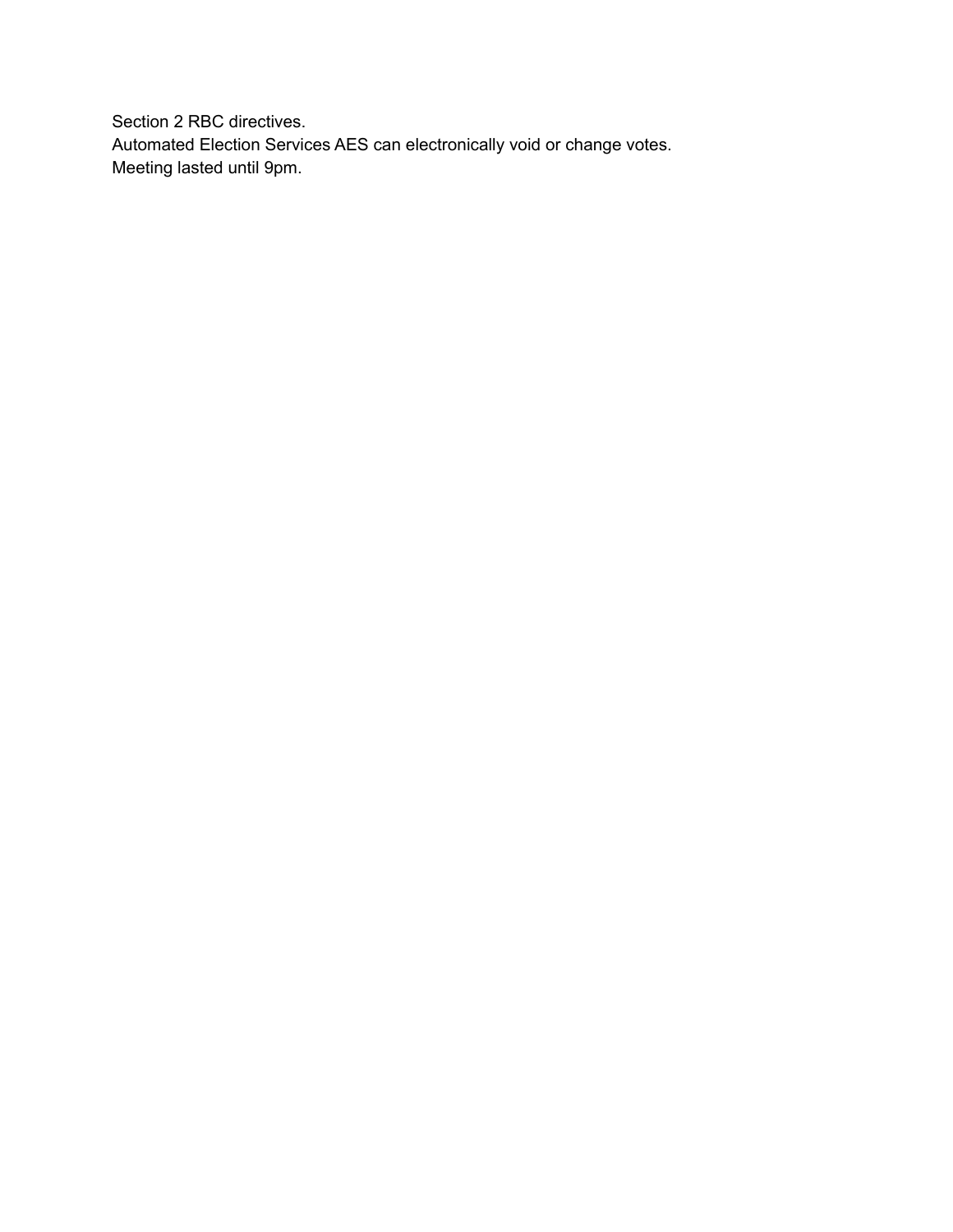Section 2 RBC directives.
Automated Election Services AES can electronically void or change votes.
Meeting lasted until 9pm.